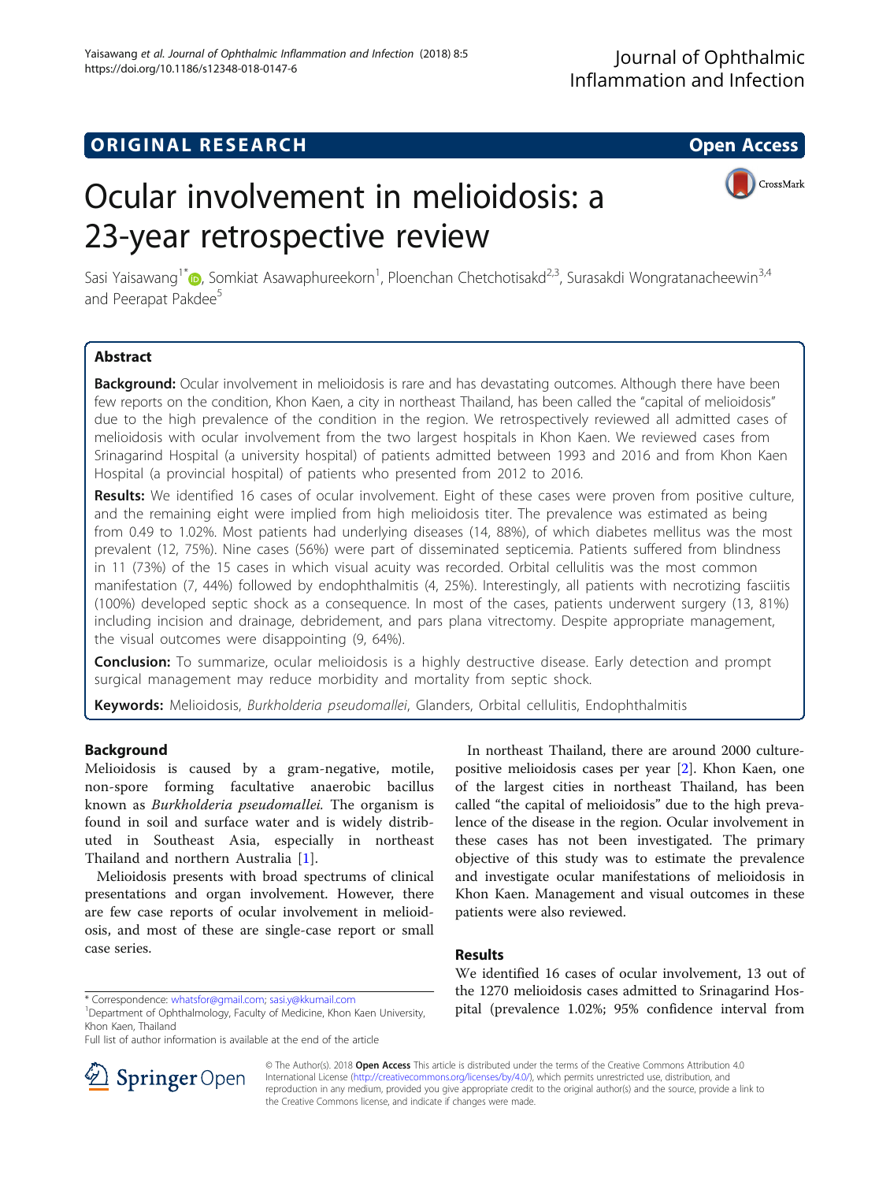ORIGINAL RESEARCH

Open Access

# Ocular involvement in melioidosis: a 23-year retrospective review

Sasi Yaisawang[1*], Somkiat Asawaphureekorn[1], Ploenchan Chetchotisakd[2,3], Surasakdi Wongratanacheewin[3,4] and Peerapat Pakdee[5]

## Abstract

**Background:** Ocular involvement in melioidosis is rare and has devastating outcomes. Although there have been few reports on the condition, Khon Kaen, a city in northeast Thailand, has been called the "capital of melioidosis" due to the high prevalence of the condition in the region. We retrospectively reviewed all admitted cases of melioidosis with ocular involvement from the two largest hospitals in Khon Kaen. We reviewed cases from Srinagarind Hospital (a university hospital) of patients admitted between 1993 and 2016 and from Khon Kaen Hospital (a provincial hospital) of patients who presented from 2012 to 2016.

**Results:** We identified 16 cases of ocular involvement. Eight of these cases were proven from positive culture, and the remaining eight were implied from high melioidosis titer. The prevalence was estimated as being from 0.49 to 1.02%. Most patients had underlying diseases (14, 88%), of which diabetes mellitus was the most prevalent (12, 75%). Nine cases (56%) were part of disseminated septicemia. Patients suffered from blindness in 11 (73%) of the 15 cases in which visual acuity was recorded. Orbital cellulitis was the most common manifestation (7, 44%) followed by endophthalmitis (4, 25%). Interestingly, all patients with necrotizing fasciitis (100%) developed septic shock as a consequence. In most of the cases, patients underwent surgery (13, 81%) including incision and drainage, debridement, and pars plana vitrectomy. Despite appropriate management, the visual outcomes were disappointing (9, 64%).

**Conclusion:** To summarize, ocular melioidosis is a highly destructive disease. Early detection and prompt surgical management may reduce morbidity and mortality from septic shock.

**Keywords:** Melioidosis, *Burkholderia pseudomallei*, Glanders, Orbital cellulitis, Endophthalmitis

## Background

Melioidosis is caused by a gram-negative, motile, non-spore forming facultative anaerobic bacillus known as *Burkholderia pseudomallei.* The organism is found in soil and surface water and is widely distributed in Southeast Asia, especially in northeast Thailand and northern Australia [1].

Melioidosis presents with broad spectrums of clinical presentations and organ involvement. However, there are few case reports of ocular involvement in melioidosis, and most of these are single-case report or small case series.

In northeast Thailand, there are around 2000 culture-positive melioidosis cases per year [2]. Khon Kaen, one of the largest cities in northeast Thailand, has been called "the capital of melioidosis" due to the high prevalence of the disease in the region. Ocular involvement in these cases has not been investigated. The primary objective of this study was to estimate the prevalence and investigate ocular manifestations of melioidosis in Khon Kaen. Management and visual outcomes in these patients were also reviewed.

## Results

We identified 16 cases of ocular involvement, 13 out of the 1270 melioidosis cases admitted to Srinagarind Hospital (prevalence 1.02%; 95% confidence interval from

\* Correspondence: whatsfor@gmail.com; sasi.y@kkumail.com
[1]Department of Ophthalmology, Faculty of Medicine, Khon Kaen University, Khon Kaen, Thailand
Full list of author information is available at the end of the article

© The Author(s). 2018 **Open Access** This article is distributed under the terms of the Creative Commons Attribution 4.0 International License (http://creativecommons.org/licenses/by/4.0/), which permits unrestricted use, distribution, and reproduction in any medium, provided you give appropriate credit to the original author(s) and the source, provide a link to the Creative Commons license, and indicate if changes were made.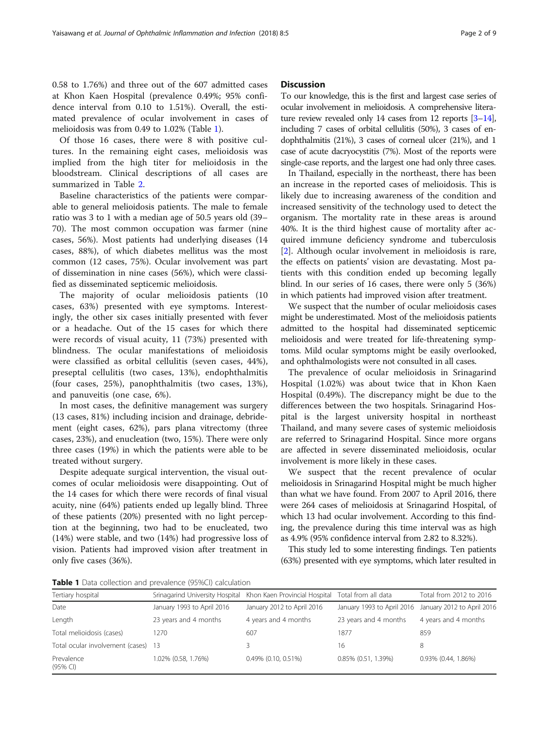0.58 to 1.76%) and three out of the 607 admitted cases at Khon Kaen Hospital (prevalence 0.49%; 95% confidence interval from 0.10 to 1.51%). Overall, the estimated prevalence of ocular involvement in cases of melioidosis was from 0.49 to 1.02% (Table 1).

Of those 16 cases, there were 8 with positive cultures. In the remaining eight cases, melioidosis was implied from the high titer for melioidosis in the bloodstream. Clinical descriptions of all cases are summarized in Table 2.

Baseline characteristics of the patients were comparable to general melioidosis patients. The male to female ratio was 3 to 1 with a median age of 50.5 years old (39–70). The most common occupation was farmer (nine cases, 56%). Most patients had underlying diseases (14 cases, 88%), of which diabetes mellitus was the most common (12 cases, 75%). Ocular involvement was part of dissemination in nine cases (56%), which were classified as disseminated septicemic melioidosis.

The majority of ocular melioidosis patients (10 cases, 63%) presented with eye symptoms. Interestingly, the other six cases initially presented with fever or a headache. Out of the 15 cases for which there were records of visual acuity, 11 (73%) presented with blindness. The ocular manifestations of melioidosis were classified as orbital cellulitis (seven cases, 44%), preseptal cellulitis (two cases, 13%), endophthalmitis (four cases, 25%), panophthalmitis (two cases, 13%), and panuveitis (one case, 6%).

In most cases, the definitive management was surgery (13 cases, 81%) including incision and drainage, debridement (eight cases, 62%), pars plana vitrectomy (three cases, 23%), and enucleation (two, 15%). There were only three cases (19%) in which the patients were able to be treated without surgery.

Despite adequate surgical intervention, the visual outcomes of ocular melioidosis were disappointing. Out of the 14 cases for which there were records of final visual acuity, nine (64%) patients ended up legally blind. Three of these patients (20%) presented with no light perception at the beginning, two had to be enucleated, two (14%) were stable, and two (14%) had progressive loss of vision. Patients had improved vision after treatment in only five cases (36%).

## Discussion

To our knowledge, this is the first and largest case series of ocular involvement in melioidosis. A comprehensive literature review revealed only 14 cases from 12 reports [3–14], including 7 cases of orbital cellulitis (50%), 3 cases of endophthalmitis (21%), 3 cases of corneal ulcer (21%), and 1 case of acute dacryocystitis (7%). Most of the reports were single-case reports, and the largest one had only three cases.

In Thailand, especially in the northeast, there has been an increase in the reported cases of melioidosis. This is likely due to increasing awareness of the condition and increased sensitivity of the technology used to detect the organism. The mortality rate in these areas is around 40%. It is the third highest cause of mortality after acquired immune deficiency syndrome and tuberculosis [2]. Although ocular involvement in melioidosis is rare, the effects on patients' vision are devastating. Most patients with this condition ended up becoming legally blind. In our series of 16 cases, there were only 5 (36%) in which patients had improved vision after treatment.

We suspect that the number of ocular melioidosis cases might be underestimated. Most of the melioidosis patients admitted to the hospital had disseminated septicemic melioidosis and were treated for life-threatening symptoms. Mild ocular symptoms might be easily overlooked, and ophthalmologists were not consulted in all cases.

The prevalence of ocular melioidosis in Srinagarind Hospital (1.02%) was about twice that in Khon Kaen Hospital (0.49%). The discrepancy might be due to the differences between the two hospitals. Srinagarind Hospital is the largest university hospital in northeast Thailand, and many severe cases of systemic melioidosis are referred to Srinagarind Hospital. Since more organs are affected in severe disseminated melioidosis, ocular involvement is more likely in these cases.

We suspect that the recent prevalence of ocular melioidosis in Srinagarind Hospital might be much higher than what we have found. From 2007 to April 2016, there were 264 cases of melioidosis at Srinagarind Hospital, of which 13 had ocular involvement. According to this finding, the prevalence during this time interval was as high as 4.9% (95% confidence interval from 2.82 to 8.32%).

This study led to some interesting findings. Ten patients (63%) presented with eye symptoms, which later resulted in

**Table 1** Data collection and prevalence (95%CI) calculation

| Tertiary hospital | Srinagarind University Hospital | Khon Kaen Provincial Hospital | Total from all data | Total from 2012 to 2016 |
|---|---|---|---|---|
| Date | January 1993 to April 2016 | January 2012 to April 2016 | January 1993 to April 2016 | January 2012 to April 2016 |
| Length | 23 years and 4 months | 4 years and 4 months | 23 years and 4 months | 4 years and 4 months |
| Total melioidosis (cases) | 1270 | 607 | 1877 | 859 |
| Total ocular involvement (cases) | 13 | 3 | 16 | 8 |
| Prevalence (95% CI) | 1.02% (0.58, 1.76%) | 0.49% (0.10, 0.51%) | 0.85% (0.51, 1.39%) | 0.93% (0.44, 1.86%) |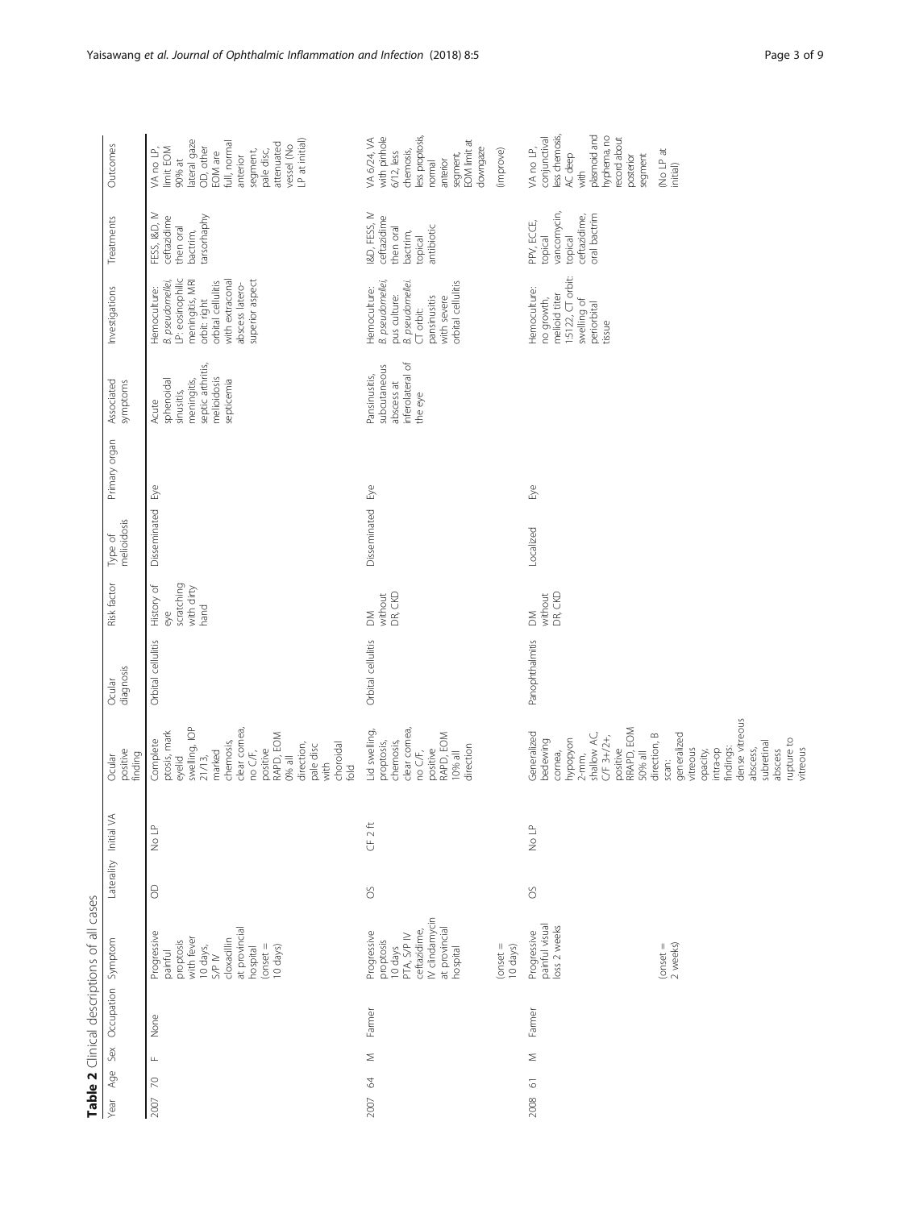**Table 2** Clinical descriptions of all cases

| Year | Age | Sex | Occupation | Symptom | Laterality | Initial VA | Ocular positive finding | Ocular diagnosis | Risk factor | Type of melioidosis | Primary organ | Associated symptoms | Investigations | Treatments | Outcomes |
|---|---|---|---|---|---|---|---|---|---|---|---|---|---|---|---|
| 2007 | 70 | F | None | Progressive painful proptosis with fever 10 days, S/P IV cloxacillin at provincial hospital (onset = 10 days) | OD | No LP | Complete ptosis, mark eyelid swelling, IOP 21/13, marked chemosis, clear cornea, no C/F, positive RAPD, EOM 0% all direction, pale disc with choroidal fold | Orbital cellulitis | History of eye scratching with dirty hand | Disseminated | Eye | Acute sphenoidal sinusitis, meningitis, septic arthritis, meloidosis septicemia | Hemoculture: *B. pseudomellei*, LP: eosinophilic meningitis, MRI orbit: right orbital cellulitis with extraconal abscess latero-superior aspect | FESS, I&D, IV ceftazidime then oral bactrim, tarsorrhaphy | VA no LP, limit EOM 90% at lateral gaze OD, other EOM are full, normal anterior segment, pale disc, attenuated vessel (No LP at initial) |
| 2007 | 64 | M | Farmer | Progressive proptosis 10 days PTA, S/P IV ceftazidime, IV clindamycin at provincial hospital (onset = 10 days) | OS | CF 2 ft | Lid swelling, proptosis, chemosis, clear cornea, no C/F, positive RAPD, EOM 10% all direction | Orbital cellulitis | DM without DR, CKD | Disseminated | Eye | Pansinusitis, subcutaneous abscess at inferolateral of the eye | Hemoculture: *B. pseudomellei*, pus culture: *B. pseudomellei*. CT orbit: pansinusitis with severe orbital cellulitis | I&D, FESS, IV ceftazidime then oral bactrim, topical antibiotic | VA 6/24, VA with pinhole 6/12, less chemosis, less proptosis, normal anterior segment, EOM limit at downgaze (improve) |
| 2008 | 61 | M | Farmer | Progressive painful visual loss 2 weeks (onset = 2 weeks) | OS | No LP | Generalized bedewing cornea, hypopyon 2-mm, shallow AC, C/F 3+/2+, positive RRAPD, EOM 50% all direction, B scan: generalized vitreous opacity, intra-op findings: dense vitreous abscess, subretinal abscess rupture to vitreous | Panophthalmitis | DM without DR, CKD | Localized | Eye | | Hemoculture: no growth, melioid titer 1:5122, CT orbit: swelling of periorbital tissue | PPV, ECCE, topical vancomycin, topical ceftazidime, oral bactrim | VA no LP, conjunctival less chemosis, AC deep with plasmoid and hyphema, no record about posterior segment (No LP at initial) |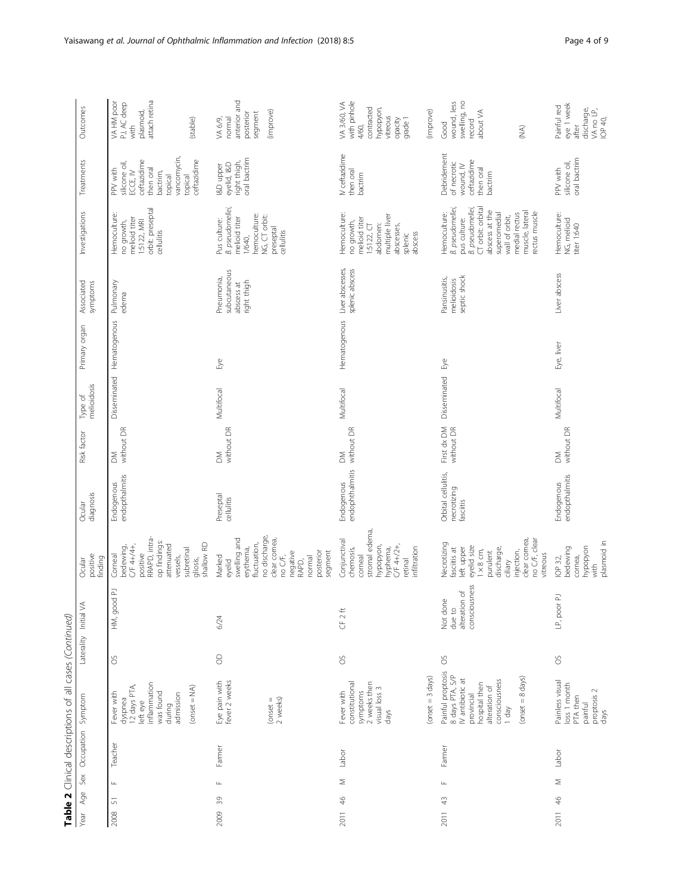**Table 2** Clinical descriptions of all cases *(Continued)*

| Year | Age | Sex | Occupation | Symptom | Laterality | Initial VA | Ocular positive finding | Ocular diagnosis | Risk factor | Type of melioidosis | Primary organ | Associated symptoms | Investigations | Treatments | Outcomes |
|---|---|---|---|---|---|---|---|---|---|---|---|---|---|---|---|
| 2008 | 51 | F | Teacher | Fever with dyspnea 12 days PTA, left eye inflammation was found during admission (onset = NA) | OS | HM, good PJ | Corneal bedewing, C/F 4+/4+, positive RRAPD, intra-op findings: attenuated vessels, subretinal gliosis, shallow RD | Endogenous endophthalmitis | DM without DR | Disseminated | Hematogenous | Pulmonary edema | Hemoculture: no growth, melioid titer 1:5122, MRI orbit: preseptal cellulitis | PPV with silicone oil, ECCE, IV ceftazidime then oral bactrim, topical vancomycin, topical ceftazidime | VA HM poor PJ, AC deep with plasmoid, attach retina (stable) |
| 2009 | 39 | F | Famer | Eye pain with fever 2 weeks (onset = 2 weeks) | OD | 6/24 | Marked eyelid swelling and erythema, fluctuation, no discharge, clear cornea, no C/F, negative RAPD, normal posterior segment | Preseptal cellulitis | DM without DR | Multifocal | Eye | Pneumonia, subcutaneous abscess at right thigh | Pus culture: *B. pseudomallei*, melioid titer 1/640, hemoculture: NG, CT orbit: preseptal cellulitis | I&D upper eyelid, I&D right thigh, oral bactrim | VA 6/9, normal anterior and posterior segment (improve) |
| 2011 | 46 | M | Labor | Fever with constitutional symptoms 2 weeks then visual loss 3 days (onset = 3 days) | OS | CF 2 ft | Conjunctival chemosis, corneal stromal edema, hypopyon, hyphema, C/F 4+/2+, retinal infiltration | Endogenous endophthalmitis | DM without DR | Multifocal | Hematogenous | Liver abscesses, splenic abscess | Hemoculture: no growth, melioid titer 1:5122, CT abdomen: multiple liver abscesses, splenic abscess | IV ceftazidime then oral bactrim | VA 3/60, VA with pinhole 4/60, contacted hypopyon, vitreous opacity grade 1 (improve) |
| 2011 | 43 | F | Famer | Painful proptosis 8 days PTA, S/P IV antibiotic at provincial hospital then alteration of consciousness 1 day (onset = 8 days) | OS | Not done due to alteration of consciousness | Necrotizing fascitis at left upper eyelid size 1 × 8 cm, purulent discharge, ciliary injection, clear cornea, no C/F, clear vitreous | Orbital cellulitis, necrotizing fascitis | First dx DM without DR | Disseminated | Eye | Pansinusitis, melioidosis septic shock | Hemoculture: *B. pseudomallei*, pus culture: *B. pseudomallei*, CT orbit: orbital abscess at the superomedial wall of orbit, medial rectus muscle, lateral rectus muscle | Debridement of necrotic wound, IV ceftazidime then oral bactrim | Good wound, less swelling, no record about VA (NA) |
| 2011 | 46 | M | Labor | Painless visual loss 1 month PTA then painful proptosis 2 days | OS | LP, poor PJ | IOP 32, bedewing cornea, hypopyon with plasmoid in | Endogenous endophthalmitis | DM without DR | Multifocal | Eye, liver | Liver abscess | Hemoculture: NG, melioid titer 1:640 | PPV with silicone oil, oral bactrim | Painful red eye 1 week after discharge, VA no LP, IOP 40, |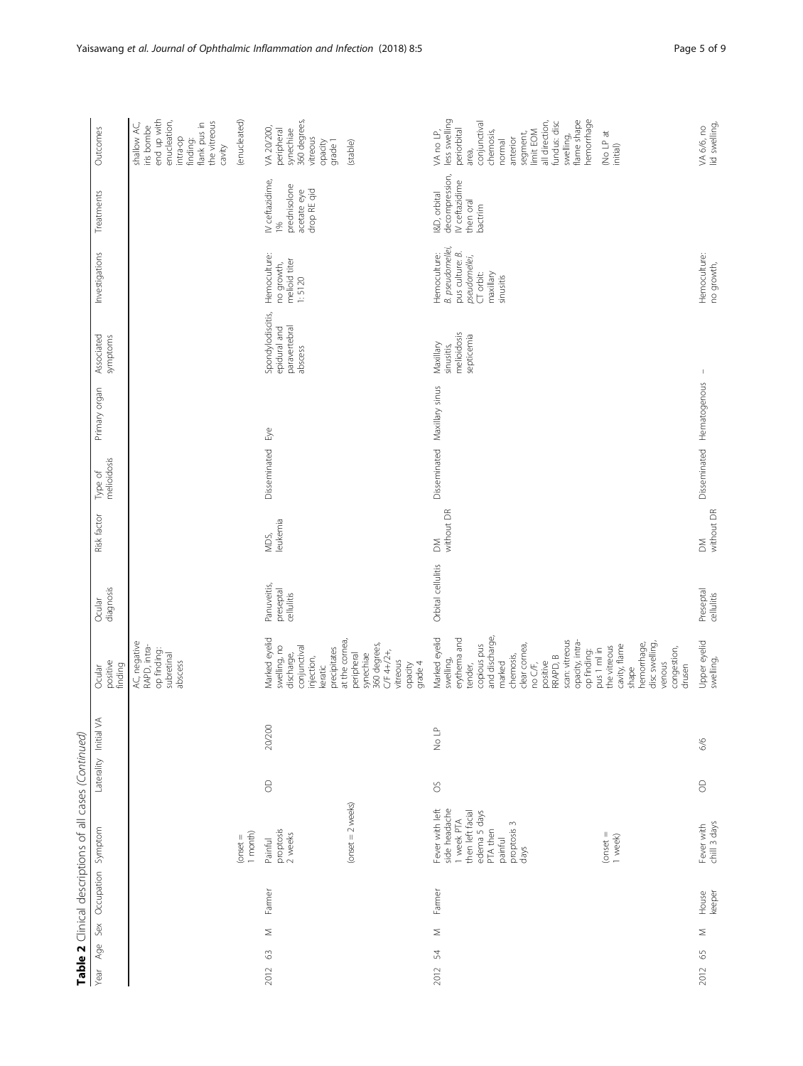**Table 2** Clinical descriptions of all cases *(Continued)*

| Year | Age | Sex | Occupation | Symptom | Laterality | Initial VA | Ocular positive finding | Ocular diagnosis | Risk factor | Type of melioidosis | Primary organ | Associated symptoms | Investigations | Treatments | Outcomes |
|---|---|---|---|---|---|---|---|---|---|---|---|---|---|---|---|
| | | | | (onset = 1 month) | | | AC, negative RAPD, intra-op finding: subretinal abscess | | | | | | | | shallow AC, iris bombe end up with enucleation, intra-op finding: flank pus in the vitreous cavity (enucleated) |
| 2012 | 63 | M | Farmer | Painful proptosis 2 weeks (onset = 2 weeks) | OD | 20/200 | Marked eyelid swelling, no discharge, conjunctival injection, keratic precipitates at the cornea, peripheral synechiae 360 degrees, C/F 4+/2+, vitreous opacity grade 4 | Panuveitis, preseptal cellulitis | MDS, leukemia | Disseminated | Eye | Spondylodiscitis, epidural and paravertebral abscess | Hemoculture: no growth, melioid titer 1: 5120 | IV ceftazidime, 1% prednisolone acetate eye drop RE qid | VA 20/200, peripheral synechiae 360 degrees, vitreous opacity grade 1 (stable) |
| 2012 | 54 | M | Farmer | Fever with left side headache 1 week PTA then left facial edema 5 days PTA then painful proptosis 3 days (onset = 1 week) | OS | No LP | Marked eyelid swelling, erythema and tender, copious pus and discharge, marked chemosis, clear cornea, no C/F, positive RRAPD, B scan: vitreous opacity, intra-op finding: pus 1 ml in the vitreous cavity, flame shape hemorrhage, disc swelling, venous congestion, drusen | Orbital cellulitis | DM without DR | Disseminated | Maxillary sinus | Maxillary sinusitis, melioidosis septicemia | Hemoculture: *B. pseudomallei*, pus culture: *B. pseudomallei*, CT orbit: maxillary sinusitis | I&D, orbital decompression, IV ceftazidime then oral bactrim | VA no LP, less swelling periorbital area, conjunctival chemosis, normal anterior segment, limit EOM all direction, fundus: disc swelling, flame shape hemorrhage (No LP at initial) |
| 2012 | 65 | M | House keeper | Fever with chill 3 days | OD | 6/6 | Upper eyelid swelling, | Preseptal cellulitis | DM without DR | Disseminated | Hematogenous | – | Hemoculture: no growth, | | VA 6/6, no lid swelling, |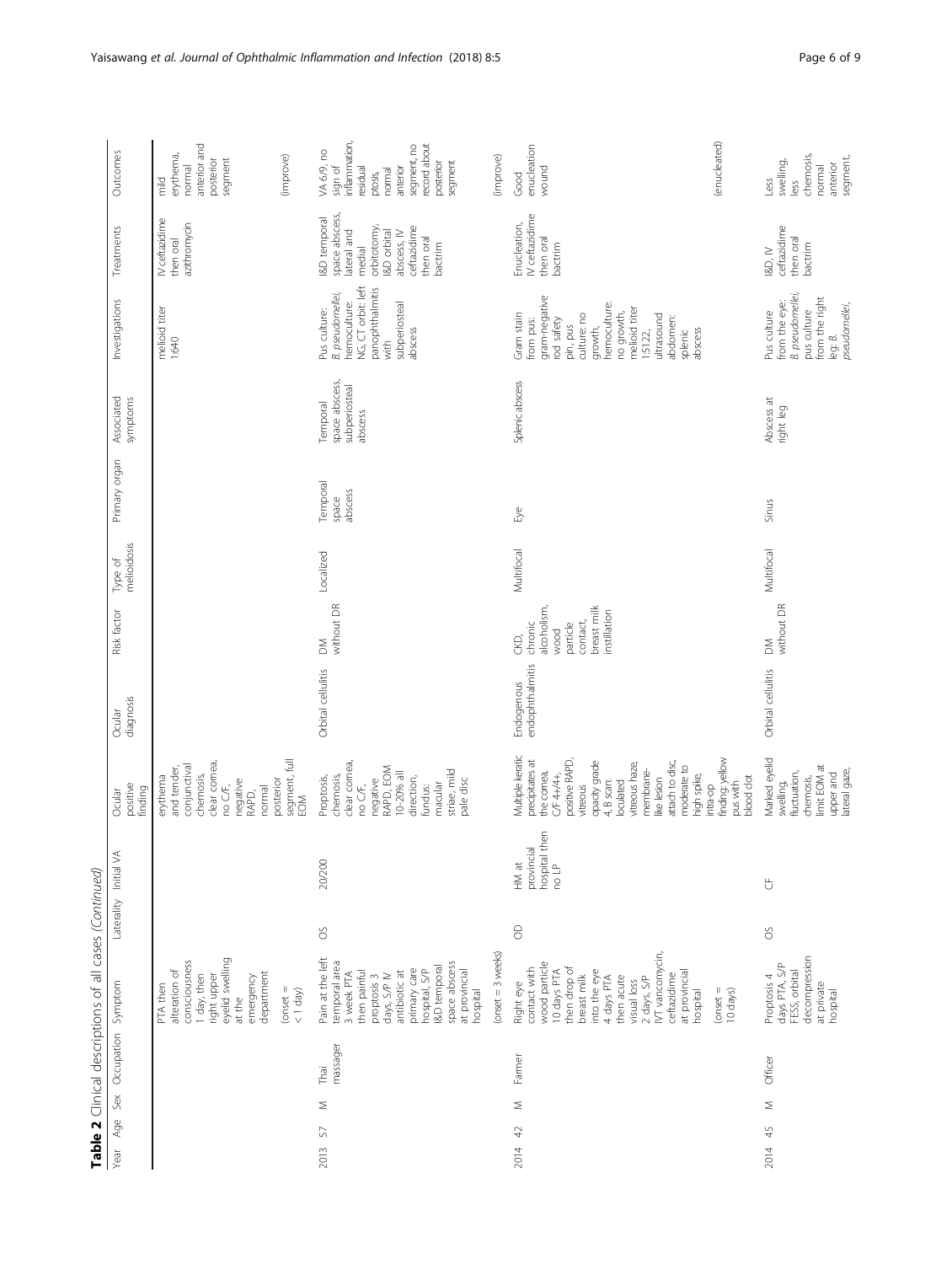**Table 2** Clinical descriptions of all cases *(Continued)*

| Year | Age | Sex | Occupation | Symptom | Laterality | Initial VA | Ocular positive finding | Ocular diagnosis | Risk factor | Type of melioidosis | Primary organ | Associated symptoms | Investigations | Treatments | Outcomes |
|---|---|---|---|---|---|---|---|---|---|---|---|---|---|---|---|
| | | | | PTA then alteration of consciousness 1 day, then right upper eyelid swelling at the emergency department (onset = < 1 day) | | | erythema and tender, conjunctival chemosis, clear cornea, no C/F, negative RAPD, normal posterior segment, full EOM | | | | | | melioid titer 1:640 | IV ceftazidime then oral azithromycin | mild erythema, normal anterior and posterior segment (improve) |
| 2013 | 57 | M | Thai massager | Pain at the left temporal area 3 week PTA then painful proptosis 3 days, S/P IV antibiotic at primary care hospital, S/P I&D temporal space abscess at provincial hospital (onset = 3 weeks) | OS | 20/200 | Proptosis, chemosis, clear cornea, no C/F, negative RAPD, EOM 10–20% all direction, fundus: macular striae, mild pale disc | Orbital cellulitis | DM without DR | Localized | Temporal space abscess | Temporal space abscess, subperiosteal abscess | Pus culture: *B. pseudomallei*, hemoculture: NG, CT orbit: left panophthalmitis with subperiosteal abscess | I&D temporal space abscess, lateral and medial orbitotomy, I&D orbital abscess, IV ceftazidime then oral bactrim | VA 6/9, no sign of inflammation, residual ptosis, normal anterior segment, no record about posterior segment (improve) |
| 2014 | 42 | M | Farmer | Right eye contact with wood particle 10 days PTA then drop of breast milk into the eye 4 days PTA then acute visual loss 2 days, S/P IVT vancomycin, ceftazidime at provincial hospital (onset = 10 days) | OD | HM at provincial hospital then no LP | Multiple keratic precipitates at the cornea, C/F 4+/4+, positive RAPD, vitreous opacity grade 4, B scan: loculated vitreous haze, membrane-like lesion attach to disc, moderate to high spike, intra-op finding: yellow pus with blood clot | Endogenous endophthalmitis | CKD, chronic alcoholism, wood particle contact, breast milk instillation | Multifocal | Eye | Splenic abscess | Gram stain from pus: gram-negative rod safety pin, pus culture: no growth, hemoculture: no growth, melioid titer 1:5122, ultrasound abdomen: splenic abscess | Enucleation, IV ceftazidime then oral bactrim | Good enucleation wound (enucleated) |
| 2014 | 45 | M | Officer | Proptosis 4 days PTA, S/P FESS, orbital decompression at private hospital | OS | CF | Marked eyelid swelling, fluctuation, chemosis, limit EOM at upper and lateral gaze, | Orbital cellulitis | DM without DR | Multifocal | Sinus | Abscess at right leg | Pus culture from the eye: *B. pseudomallei*, pus culture from the right leg: *B. pseudomallei*, | I&D, IV ceftazidime then oral bactrim | Less swelling, less chemosis, normal anterior segment, |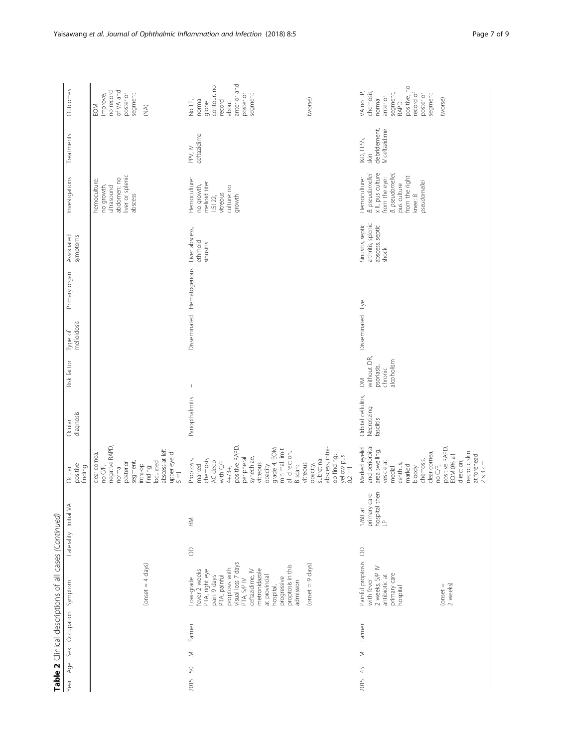**Table 2** Clinical descriptions of all cases *(Continued)*

| Year | Age | Sex | Occupation | Symptom | Laterality | Initial VA | Ocular positive finding | Ocular diagnosis | Risk factor | Type of melioidosis | Primary organ | Associated symptoms | Investigations | Treatments | Outcomes |
|---|---|---|---|---|---|---|---|---|---|---|---|---|---|---|---|
| | | | | (onset = 4 days) | | | clear cornea, no C/F, negative RAPD, normal posterior segment, intra-op finding: loculated abscess at left upper eyelid 5 ml | | | | | | hemoculture: no growth, ultrasound abdomen: no liver or splenic abscess | | EOM improve, no record of VA and posterior segment (NA) |
| 2015 | 50 | M | Farmer | Low-grade fever 2 weeks PTA, right eye pain 9 days PTA, painful proptosis with visual loss 7 days PTA, S/P IV ceftazidime, IV metronidazole at provincial hospital, progressive proptosis in this admission (onset = 9 days) | OD | HM | Proptosis, marked chemosis, AC deep with C/F 4+/3+, positive RAPD, peripheral synechiae, vitreous opacity grade 4, EOM minimal limit all direction, B scan: vitreous opacity, subretinal abscess, intra-op finding: yellow pus 0.2 ml | Panopthalmitis | – | Disseminated | Hematogenous | Liver abscess, ethmoid sinusitis | Hemoculture: no growth, melioid titer 1:5122, vitreous culture: no growth | PPV, IV ceftazidime | No LP, normal globe contour, no record about anterior and posterior segment (worse) |
| 2015 | 45 | M | Farmer | Painful proptosis with fever 2 weeks, S/P IV antibiotic at primary care hospital (onset = 2 weeks) | OD | 1/60 at primary care hospital then LP | Marked eyelid and periorbital area swelling, vesicle at medial canthus, marked bloody chemosis, clear cornea, no C/F, positive RAPD, EOM 0% all direction, necrotic skin at forehead 2 × 3 cm | Orbital cellulitis, Necrotizing fascitis | DM without DR, psoriasis, chronic alcoholism | Disseminated | Eye | Sinusitis, septic arthritis, splenic abscess, septic shock | Hemoculture: *B. pseudomellei* x II, pus culture from the eye: *B. pseudomellei*, pus culture from the right knee: *B. pseudomellei* | I&D, FESS, skin debridement, IV ceftazidime | VA no LP, chemosis, normal anterior segment, RAPD positive, no record of posterior segment (worse) |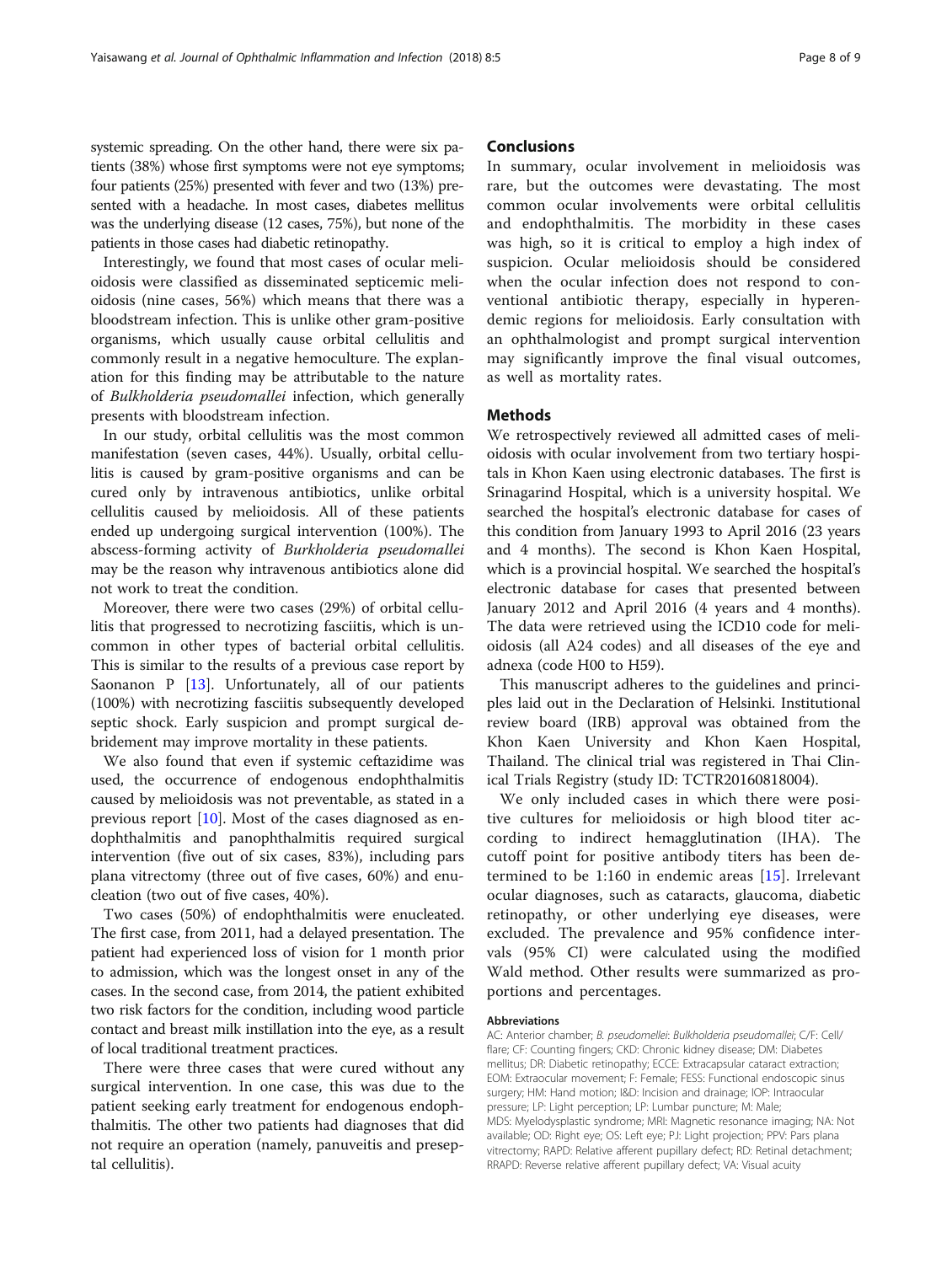systemic spreading. On the other hand, there were six patients (38%) whose first symptoms were not eye symptoms; four patients (25%) presented with fever and two (13%) presented with a headache. In most cases, diabetes mellitus was the underlying disease (12 cases, 75%), but none of the patients in those cases had diabetic retinopathy.

Interestingly, we found that most cases of ocular melioidosis were classified as disseminated septicemic melioidosis (nine cases, 56%) which means that there was a bloodstream infection. This is unlike other gram-positive organisms, which usually cause orbital cellulitis and commonly result in a negative hemoculture. The explanation for this finding may be attributable to the nature of *Bulkholderia pseudomallei* infection, which generally presents with bloodstream infection.

In our study, orbital cellulitis was the most common manifestation (seven cases, 44%). Usually, orbital cellulitis is caused by gram-positive organisms and can be cured only by intravenous antibiotics, unlike orbital cellulitis caused by melioidosis. All of these patients ended up undergoing surgical intervention (100%). The abscess-forming activity of *Burkholderia pseudomallei* may be the reason why intravenous antibiotics alone did not work to treat the condition.

Moreover, there were two cases (29%) of orbital cellulitis that progressed to necrotizing fasciitis, which is uncommon in other types of bacterial orbital cellulitis. This is similar to the results of a previous case report by Saonanon P [13]. Unfortunately, all of our patients (100%) with necrotizing fasciitis subsequently developed septic shock. Early suspicion and prompt surgical debridement may improve mortality in these patients.

We also found that even if systemic ceftazidime was used, the occurrence of endogenous endophthalmitis caused by melioidosis was not preventable, as stated in a previous report [10]. Most of the cases diagnosed as endophthalmitis and panophthalmitis required surgical intervention (five out of six cases, 83%), including pars plana vitrectomy (three out of five cases, 60%) and enucleation (two out of five cases, 40%).

Two cases (50%) of endophthalmitis were enucleated. The first case, from 2011, had a delayed presentation. The patient had experienced loss of vision for 1 month prior to admission, which was the longest onset in any of the cases. In the second case, from 2014, the patient exhibited two risk factors for the condition, including wood particle contact and breast milk instillation into the eye, as a result of local traditional treatment practices.

There were three cases that were cured without any surgical intervention. In one case, this was due to the patient seeking early treatment for endogenous endophthalmitis. The other two patients had diagnoses that did not require an operation (namely, panuveitis and preseptal cellulitis).

## Conclusions

In summary, ocular involvement in melioidosis was rare, but the outcomes were devastating. The most common ocular involvements were orbital cellulitis and endophthalmitis. The morbidity in these cases was high, so it is critical to employ a high index of suspicion. Ocular melioidosis should be considered when the ocular infection does not respond to conventional antibiotic therapy, especially in hyperendemic regions for melioidosis. Early consultation with an ophthalmologist and prompt surgical intervention may significantly improve the final visual outcomes, as well as mortality rates.

## Methods

We retrospectively reviewed all admitted cases of melioidosis with ocular involvement from two tertiary hospitals in Khon Kaen using electronic databases. The first is Srinagarind Hospital, which is a university hospital. We searched the hospital's electronic database for cases of this condition from January 1993 to April 2016 (23 years and 4 months). The second is Khon Kaen Hospital, which is a provincial hospital. We searched the hospital's electronic database for cases that presented between January 2012 and April 2016 (4 years and 4 months). The data were retrieved using the ICD10 code for melioidosis (all A24 codes) and all diseases of the eye and adnexa (code H00 to H59).

This manuscript adheres to the guidelines and principles laid out in the Declaration of Helsinki. Institutional review board (IRB) approval was obtained from the Khon Kaen University and Khon Kaen Hospital, Thailand. The clinical trial was registered in Thai Clinical Trials Registry (study ID: TCTR20160818004).

We only included cases in which there were positive cultures for melioidosis or high blood titer according to indirect hemagglutination (IHA). The cutoff point for positive antibody titers has been determined to be 1:160 in endemic areas [15]. Irrelevant ocular diagnoses, such as cataracts, glaucoma, diabetic retinopathy, or other underlying eye diseases, were excluded. The prevalence and 95% confidence intervals (95% CI) were calculated using the modified Wald method. Other results were summarized as proportions and percentages.

#### Abbreviations

AC: Anterior chamber; *B. pseudomellei*: *Bulkholderia pseudomallei*; C/F: Cell/flare; CF: Counting fingers; CKD: Chronic kidney disease; DM: Diabetes mellitus; DR: Diabetic retinopathy; ECCE: Extracapsular cataract extraction; EOM: Extraocular movement; F: Female; FESS: Functional endoscopic sinus surgery; HM: Hand motion; I&D: Incision and drainage; IOP: Intraocular pressure; LP: Light perception; LP: Lumbar puncture; M: Male; MDS: Myelodysplastic syndrome; MRI: Magnetic resonance imaging; NA: Not available; OD: Right eye; OS: Left eye; PJ: Light projection; PPV: Pars plana vitrectomy; RAPD: Relative afferent pupillary defect; RD: Retinal detachment; RRAPD: Reverse relative afferent pupillary defect; VA: Visual acuity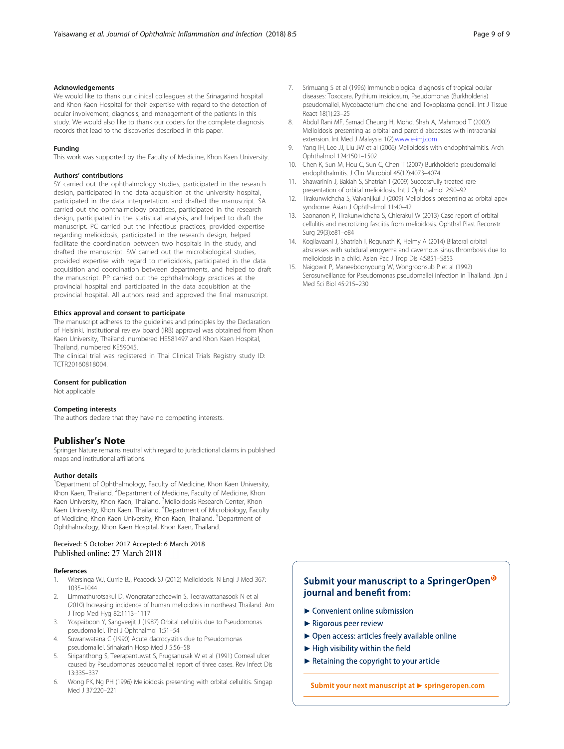#### Acknowledgements

We would like to thank our clinical colleagues at the Srinagarind hospital and Khon Kaen Hospital for their expertise with regard to the detection of ocular involvement, diagnosis, and management of the patients in this study. We would also like to thank our coders for the complete diagnosis records that lead to the discoveries described in this paper.

#### Funding

This work was supported by the Faculty of Medicine, Khon Kaen University.

#### Authors' contributions

SY carried out the ophthalmology studies, participated in the research design, participated in the data acquisition at the university hospital, participated in the data interpretation, and drafted the manuscript. SA carried out the ophthalmology practices, participated in the research design, participated in the statistical analysis, and helped to draft the manuscript. PC carried out the infectious practices, provided expertise regarding melioidosis, participated in the research design, helped facilitate the coordination between two hospitals in the study, and drafted the manuscript. SW carried out the microbiological studies, provided expertise with regard to melioidosis, participated in the data acquisition and coordination between departments, and helped to draft the manuscript. PP carried out the ophthalmology practices at the provincial hospital and participated in the data acquisition at the provincial hospital. All authors read and approved the final manuscript.

#### Ethics approval and consent to participate

The manuscript adheres to the guidelines and principles by the Declaration of Helsinki. Institutional review board (IRB) approval was obtained from Khon Kaen University, Thailand, numbered HE581497 and Khon Kaen Hospital, Thailand, numbered KE59045.
The clinical trial was registered in Thai Clinical Trials Registry study ID: TCTR20160818004.

#### Consent for publication

Not applicable

#### Competing interests

The authors declare that they have no competing interests.

## Publisher's Note

Springer Nature remains neutral with regard to jurisdictional claims in published maps and institutional affiliations.

#### Author details

[1]Department of Ophthalmology, Faculty of Medicine, Khon Kaen University, Khon Kaen, Thailand. [2]Department of Medicine, Faculty of Medicine, Khon Kaen University, Khon Kaen, Thailand. [3]Melioidosis Research Center, Khon Kaen University, Khon Kaen, Thailand. [4]Department of Microbiology, Faculty of Medicine, Khon Kaen University, Khon Kaen, Thailand. [5]Department of Ophthalmology, Khon Kaen Hospital, Khon Kaen, Thailand.

Received: 5 October 2017 Accepted: 6 March 2018
Published online: 27 March 2018

#### References

1. Wiersinga WJ, Currie BJ, Peacock SJ (2012) Melioidosis. N Engl J Med 367: 1035–1044
2. Limmathurotsakul D, Wongratanacheewin S, Teerawattanasook N et al (2010) Increasing incidence of human melioidosis in northeast Thailand. Am J Trop Med Hyg 82:1113–1117
3. Yospaiboon Y, Sangveejit J (1987) Orbital cellulitis due to Pseudomonas pseudomallei. Thai J Ophthalmol 1:51–54
4. Suwanwatana C (1990) Acute dacrocystitis due to Pseudomonas pseudomallei. Srinakarin Hosp Med J 5:56–58
5. Siripanthong S, Teerapantuwat S, Prugsanusak W et al (1991) Corneal ulcer caused by Pseudomonas pseudomallei: report of three cases. Rev Infect Dis 13:335–337
6. Wong PK, Ng PH (1996) Melioidosis presenting with orbital cellulitis. Singap Med J 37:220–221
7. Srimuang S et al (1996) Immunobiological diagnosis of tropical ocular diseases: Toxocara, Pythium insidiosum, Pseudomonas (Burkholderia) pseudomallei, Mycobacterium chelonei and Toxoplasma gondii. Int J Tissue React 18(1):23–25
8. Abdul Rani MF, Samad Cheung H, Mohd. Shah A, Mahmood T (2002) Melioidosis presenting as orbital and parotid abscesses with intracranial extension. Int Med J Malaysia 1(2).www.e-imj.com
9. Yang IH, Lee JJ, Liu JW et al (2006) Melioidosis with endophthalmitis. Arch Ophthalmol 124:1501–1502
10. Chen K, Sun M, Hou C, Sun C, Chen T (2007) Burkholderia pseudomallei endophthalmitis. J Clin Microbiol 45(12):4073–4074
11. Shawarinin J, Bakiah S, Shatriah I (2009) Successfully treated rare presentation of orbital melioidosis. Int J Ophthalmol 2:90–92
12. Tirakunwichcha S, Vaivanijkul J (2009) Melioidosis presenting as orbital apex syndrome. Asian J Ophthalmol 11:40–42
13. Saonanon P, Tirakunwichcha S, Chierakul W (2013) Case report of orbital cellulitis and necrotizing fasciitis from melioidosis. Ophthal Plast Reconstr Surg 29(3):e81–e84
14. Kogilavaani J, Shatriah I, Regunath K, Helmy A (2014) Bilateral orbital abscesses with subdural empyema and cavernous sinus thrombosis due to melioidosis in a child. Asian Pac J Trop Dis 4:S851–S853
15. Naigowit P, Maneeboonyoung W, Wongroonsub P et al (1992) Serosurveillance for Pseudomonas pseudomallei infection in Thailand. Jpn J Med Sci Biol 45:215–230